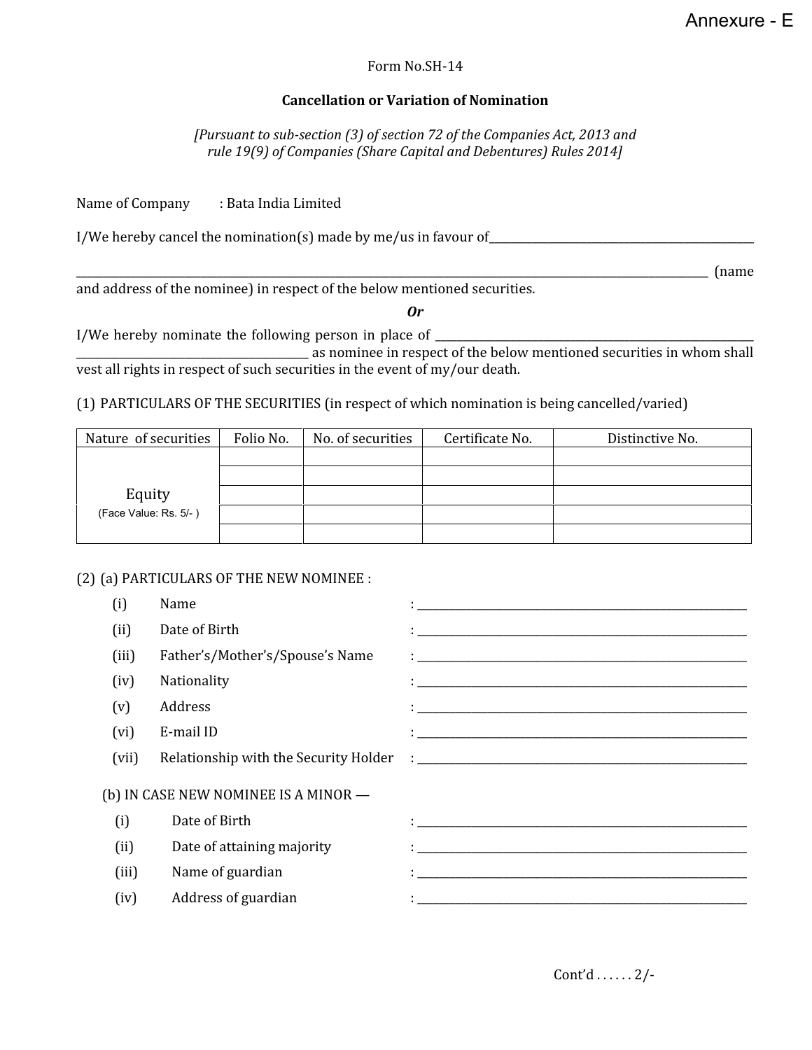Annexure - E

Form No.SH-14

## Cancellation or Variation of Nomination

*[Pursuant to sub-section (3) of section 72 of the Companies Act, 2013 and rule 19(9) of Companies (Share Capital and Debentures) Rules 2014]*

Name of Company : Bata India Limited

I/We hereby cancel the nomination(s) made by me/us in favour of\_\_\_\_\_\_\_\_\_\_\_\_\_\_\_\_\_\_\_\_\_\_\_\_\_\_\_\_\_\_\_\_\_\_\_\_\_\_\_\_\_\_\_\_

\_\_\_\_\_\_\_\_\_\_\_\_\_\_\_\_\_\_\_\_\_\_\_\_\_\_\_\_\_\_\_\_\_\_\_\_\_\_\_\_\_\_\_\_\_\_\_\_\_\_\_\_\_\_\_\_\_\_\_\_\_\_\_\_\_\_\_\_\_\_\_\_\_\_\_\_\_\_\_\_\_\_\_\_\_\_\_\_\_\_\_\_ (name and address of the nominee) in respect of the below mentioned securities.

***Or***

I/We hereby nominate the following person in place of \_\_\_\_\_\_\_\_\_\_\_\_\_\_\_\_\_\_\_\_\_\_\_\_\_\_\_\_\_\_\_\_\_\_\_\_\_\_\_\_\_\_\_\_\_\_\_\_\_\_\_\_ \_\_\_\_\_\_\_\_\_\_\_\_\_\_\_\_\_\_\_\_\_\_\_\_\_\_\_\_\_\_\_\_\_\_\_\_\_ as nominee in respect of the below mentioned securities in whom shall vest all rights in respect of such securities in the event of my/our death.

(1) PARTICULARS OF THE SECURITIES (in respect of which nomination is being cancelled/varied)

| Nature of securities | Folio No. | No. of securities | Certificate No. | Distinctive No. |
|---|---|---|---|---|
| Equity (Face Value: Rs. 5/- ) | | | | |
| | | | | |
| | | | | |
| | | | | |
| | | | | |

(2) (a) PARTICULARS OF THE NEW NOMINEE :

- (i) Name : \_\_\_\_\_\_\_\_\_\_\_\_\_\_\_\_\_\_\_\_\_\_\_\_\_\_\_\_\_\_\_\_\_\_\_\_\_\_\_\_\_\_\_\_\_\_\_\_
- (ii) Date of Birth : \_\_\_\_\_\_\_\_\_\_\_\_\_\_\_\_\_\_\_\_\_\_\_\_\_\_\_\_\_\_\_\_\_\_\_\_\_\_\_\_\_\_\_\_\_\_\_\_
- (iii) Father's/Mother's/Spouse's Name : \_\_\_\_\_\_\_\_\_\_\_\_\_\_\_\_\_\_\_\_\_\_\_\_\_\_\_\_\_\_\_\_\_\_\_\_\_\_\_\_\_\_\_\_\_\_\_\_
- (iv) Nationality : \_\_\_\_\_\_\_\_\_\_\_\_\_\_\_\_\_\_\_\_\_\_\_\_\_\_\_\_\_\_\_\_\_\_\_\_\_\_\_\_\_\_\_\_\_\_\_\_
- (v) Address : \_\_\_\_\_\_\_\_\_\_\_\_\_\_\_\_\_\_\_\_\_\_\_\_\_\_\_\_\_\_\_\_\_\_\_\_\_\_\_\_\_\_\_\_\_\_\_\_
- (vi) E-mail ID : \_\_\_\_\_\_\_\_\_\_\_\_\_\_\_\_\_\_\_\_\_\_\_\_\_\_\_\_\_\_\_\_\_\_\_\_\_\_\_\_\_\_\_\_\_\_\_\_
- (vii) Relationship with the Security Holder : \_\_\_\_\_\_\_\_\_\_\_\_\_\_\_\_\_\_\_\_\_\_\_\_\_\_\_\_\_\_\_\_\_\_\_\_\_\_\_\_\_\_\_\_\_\_\_\_

(b) IN CASE NEW NOMINEE IS A MINOR —

- (i) Date of Birth : \_\_\_\_\_\_\_\_\_\_\_\_\_\_\_\_\_\_\_\_\_\_\_\_\_\_\_\_\_\_\_\_\_\_\_\_\_\_\_\_\_\_\_\_\_\_\_\_
- (ii) Date of attaining majority : \_\_\_\_\_\_\_\_\_\_\_\_\_\_\_\_\_\_\_\_\_\_\_\_\_\_\_\_\_\_\_\_\_\_\_\_\_\_\_\_\_\_\_\_\_\_\_\_
- (iii) Name of guardian : \_\_\_\_\_\_\_\_\_\_\_\_\_\_\_\_\_\_\_\_\_\_\_\_\_\_\_\_\_\_\_\_\_\_\_\_\_\_\_\_\_\_\_\_\_\_\_\_
- (iv) Address of guardian : \_\_\_\_\_\_\_\_\_\_\_\_\_\_\_\_\_\_\_\_\_\_\_\_\_\_\_\_\_\_\_\_\_\_\_\_\_\_\_\_\_\_\_\_\_\_\_\_

Cont'd . . . . . . 2/-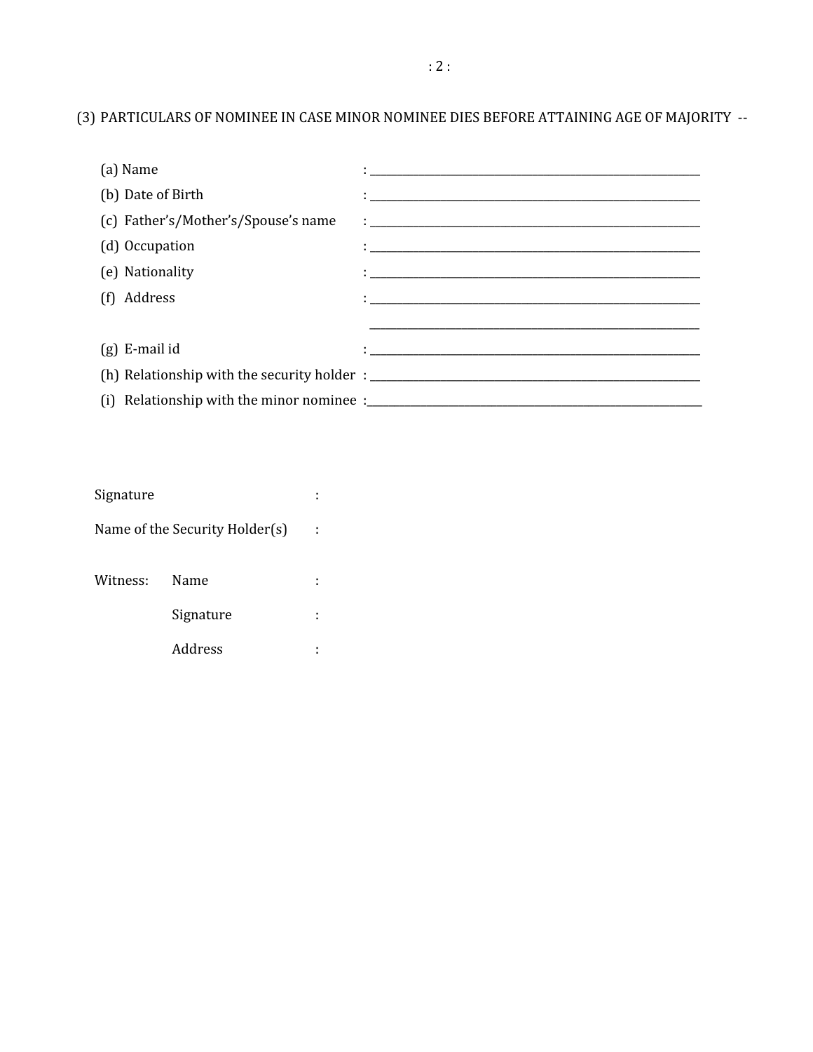(3) PARTICULARS OF NOMINEE IN CASE MINOR NOMINEE DIES BEFORE ATTAINING AGE OF MAJORITY --

(a) Name : ________________________________________________

(b) Date of Birth : ________________________________________________

(c) Father's/Mother's/Spouse's name : ________________________________________________

(d) Occupation : ________________________________________________

(e) Nationality : ________________________________________________

(f) Address : ________________________________________________

________________________________________________

(g) E-mail id : ________________________________________________

(h) Relationship with the security holder : ________________________________________________

(i) Relationship with the minor nominee : ________________________________________________

Signature :

Name of the Security Holder(s) :

Witness: Name :

Signature :

Address :